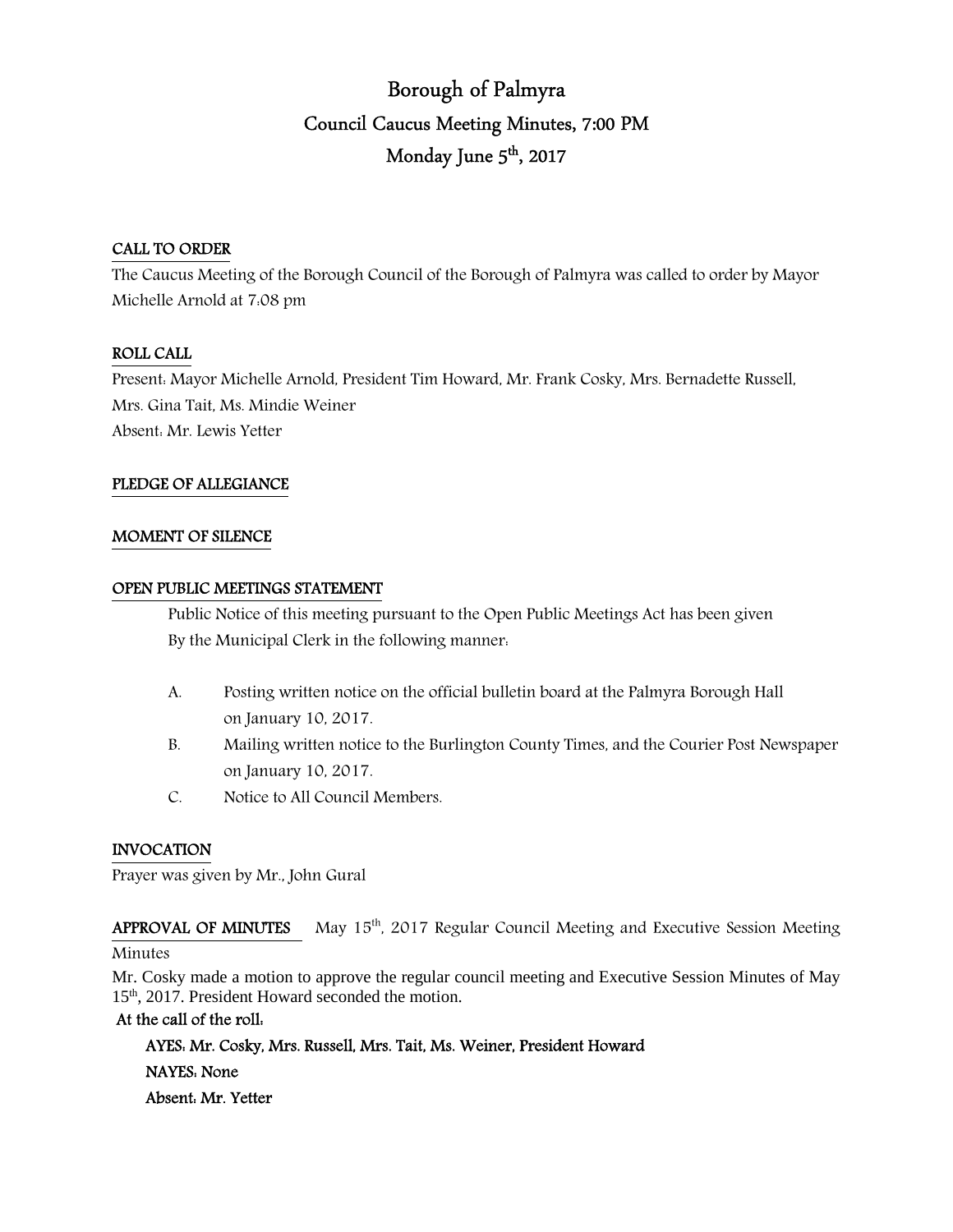# Borough of Palmyra
## Council Caucus Meeting Minutes, 7:00 PM
## Monday June 5th, 2017

**CALL TO ORDER**

The Caucus Meeting of the Borough Council of the Borough of Palmyra was called to order by Mayor Michelle Arnold at 7:08 pm

**ROLL CALL**

Present: Mayor Michelle Arnold, President Tim Howard, Mr. Frank Cosky, Mrs. Bernadette Russell, Mrs. Gina Tait, Ms. Mindie Weiner
Absent: Mr. Lewis Yetter

**PLEDGE OF ALLEGIANCE**

**MOMENT OF SILENCE**

**OPEN PUBLIC MEETINGS STATEMENT**

Public Notice of this meeting pursuant to the Open Public Meetings Act has been given By the Municipal Clerk in the following manner:

A. Posting written notice on the official bulletin board at the Palmyra Borough Hall on January 10, 2017.
B. Mailing written notice to the Burlington County Times, and the Courier Post Newspaper on January 10, 2017.
C. Notice to All Council Members.

**INVOCATION**

Prayer was given by Mr., John Gural

**APPROVAL OF MINUTES** May 15th, 2017 Regular Council Meeting and Executive Session Meeting Minutes

Mr. Cosky made a motion to approve the regular council meeting and Executive Session Minutes of May 15th, 2017. President Howard seconded the motion.

**At the call of the roll:**

**AYES: Mr. Cosky, Mrs. Russell, Mrs. Tait, Ms. Weiner, President Howard**
**NAYES: None**
**Absent: Mr. Yetter**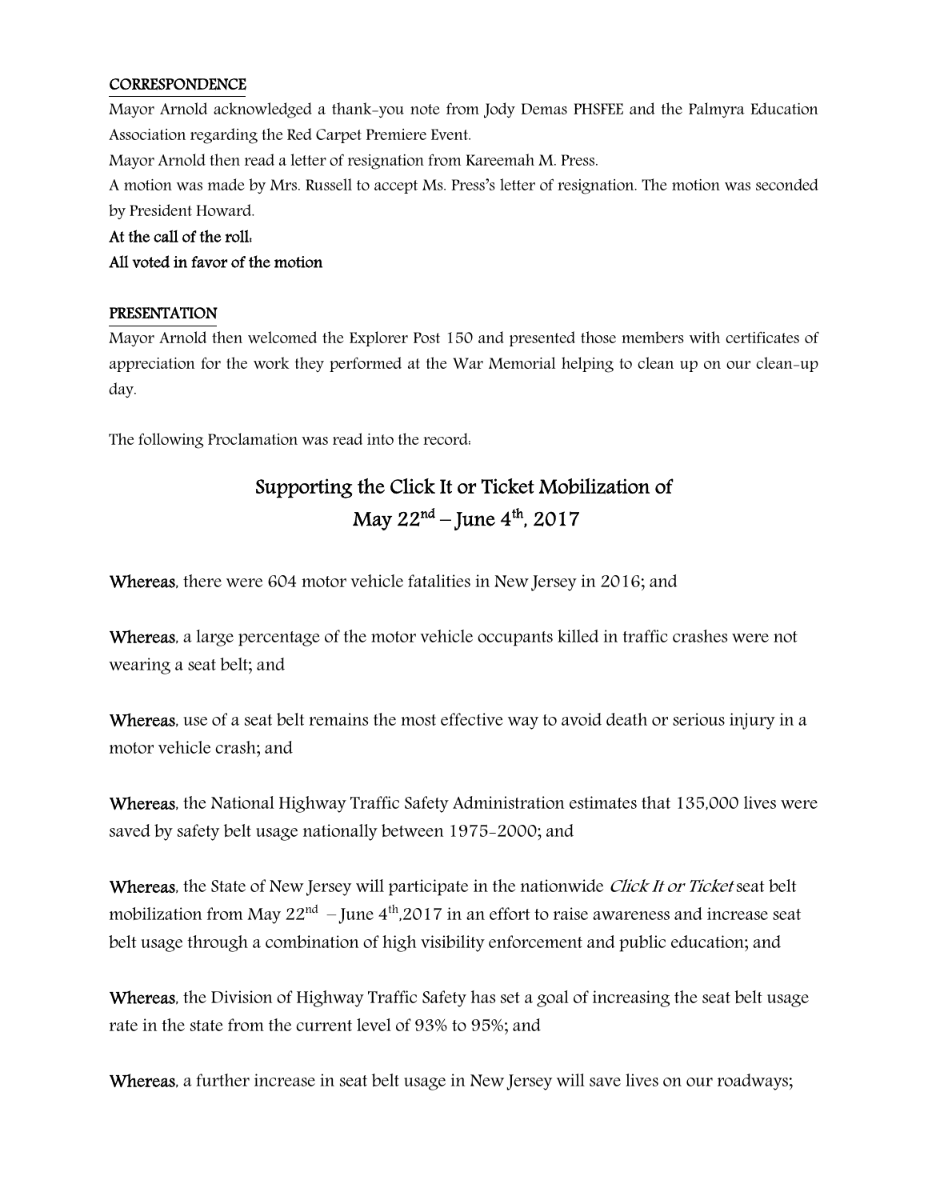**CORRESPONDENCE**

Mayor Arnold acknowledged a thank-you note from Jody Demas PHSFEE and the Palmyra Education Association regarding the Red Carpet Premiere Event.

Mayor Arnold then read a letter of resignation from Kareemah M. Press.

A motion was made by Mrs. Russell to accept Ms. Press's letter of resignation. The motion was seconded by President Howard.

**At the call of the roll:**

**All voted in favor of the motion**

**PRESENTATION**

Mayor Arnold then welcomed the Explorer Post 150 and presented those members with certificates of appreciation for the work they performed at the War Memorial helping to clean up on our clean-up day.

The following Proclamation was read into the record:

## Supporting the Click It or Ticket Mobilization of May 22nd – June 4th, 2017

**Whereas**, there were 604 motor vehicle fatalities in New Jersey in 2016; and

**Whereas**, a large percentage of the motor vehicle occupants killed in traffic crashes were not wearing a seat belt; and

**Whereas**, use of a seat belt remains the most effective way to avoid death or serious injury in a motor vehicle crash; and

**Whereas**, the National Highway Traffic Safety Administration estimates that 135,000 lives were saved by safety belt usage nationally between 1975-2000; and

**Whereas**, the State of New Jersey will participate in the nationwide *Click It or Ticket* seat belt mobilization from May 22nd – June 4th,2017 in an effort to raise awareness and increase seat belt usage through a combination of high visibility enforcement and public education; and

**Whereas**, the Division of Highway Traffic Safety has set a goal of increasing the seat belt usage rate in the state from the current level of 93% to 95%; and

**Whereas**, a further increase in seat belt usage in New Jersey will save lives on our roadways;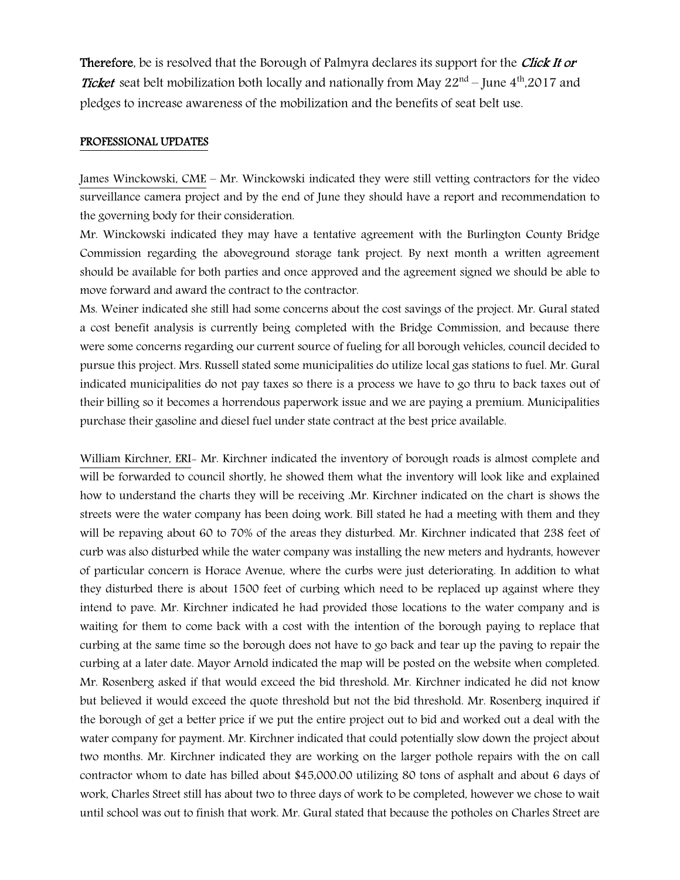**Therefore**, be is resolved that the Borough of Palmyra declares its support for the ***Click It or Ticket*** seat belt mobilization both locally and nationally from May 22nd – June 4th,2017 and pledges to increase awareness of the mobilization and the benefits of seat belt use.

**PROFESSIONAL UPDATES**

James Winckowski, CME – Mr. Winckowski indicated they were still vetting contractors for the video surveillance camera project and by the end of June they should have a report and recommendation to the governing body for their consideration.

Mr. Winckowski indicated they may have a tentative agreement with the Burlington County Bridge Commission regarding the aboveground storage tank project. By next month a written agreement should be available for both parties and once approved and the agreement signed we should be able to move forward and award the contract to the contractor.

Ms. Weiner indicated she still had some concerns about the cost savings of the project. Mr. Gural stated a cost benefit analysis is currently being completed with the Bridge Commission, and because there were some concerns regarding our current source of fueling for all borough vehicles, council decided to pursue this project. Mrs. Russell stated some municipalities do utilize local gas stations to fuel. Mr. Gural indicated municipalities do not pay taxes so there is a process we have to go thru to back taxes out of their billing so it becomes a horrendous paperwork issue and we are paying a premium. Municipalities purchase their gasoline and diesel fuel under state contract at the best price available.

William Kirchner, ERI- Mr. Kirchner indicated the inventory of borough roads is almost complete and will be forwarded to council shortly, he showed them what the inventory will look like and explained how to understand the charts they will be receiving .Mr. Kirchner indicated on the chart is shows the streets were the water company has been doing work. Bill stated he had a meeting with them and they will be repaving about 60 to 70% of the areas they disturbed. Mr. Kirchner indicated that 238 feet of curb was also disturbed while the water company was installing the new meters and hydrants, however of particular concern is Horace Avenue, where the curbs were just deteriorating. In addition to what they disturbed there is about 1500 feet of curbing which need to be replaced up against where they intend to pave. Mr. Kirchner indicated he had provided those locations to the water company and is waiting for them to come back with a cost with the intention of the borough paying to replace that curbing at the same time so the borough does not have to go back and tear up the paving to repair the curbing at a later date. Mayor Arnold indicated the map will be posted on the website when completed. Mr. Rosenberg asked if that would exceed the bid threshold. Mr. Kirchner indicated he did not know but believed it would exceed the quote threshold but not the bid threshold. Mr. Rosenberg inquired if the borough of get a better price if we put the entire project out to bid and worked out a deal with the water company for payment. Mr. Kirchner indicated that could potentially slow down the project about two months. Mr. Kirchner indicated they are working on the larger pothole repairs with the on call contractor whom to date has billed about $45,000.00 utilizing 80 tons of asphalt and about 6 days of work, Charles Street still has about two to three days of work to be completed, however we chose to wait until school was out to finish that work. Mr. Gural stated that because the potholes on Charles Street are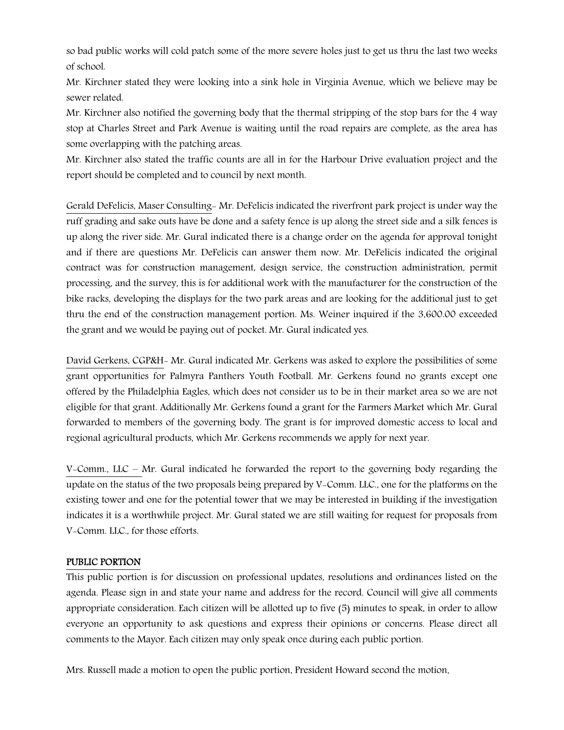so bad public works will cold patch some of the more severe holes just to get us thru the last two weeks of school.

Mr. Kirchner stated they were looking into a sink hole in Virginia Avenue, which we believe may be sewer related.

Mr. Kirchner also notified the governing body that the thermal stripping of the stop bars for the 4 way stop at Charles Street and Park Avenue is waiting until the road repairs are complete, as the area has some overlapping with the patching areas.

Mr. Kirchner also stated the traffic counts are all in for the Harbour Drive evaluation project and the report should be completed and to council by next month.

Gerald DeFelicis, Maser Consulting- Mr. DeFelicis indicated the riverfront park project is under way the ruff grading and sake outs have be done and a safety fence is up along the street side and a silk fences is up along the river side. Mr. Gural indicated there is a change order on the agenda for approval tonight and if there are questions Mr. DeFelicis can answer them now. Mr. DeFelicis indicated the original contract was for construction management, design service, the construction administration, permit processing, and the survey, this is for additional work with the manufacturer for the construction of the bike racks, developing the displays for the two park areas and are looking for the additional just to get thru the end of the construction management portion. Ms. Weiner inquired if the 3,600.00 exceeded the grant and we would be paying out of pocket. Mr. Gural indicated yes.

David Gerkens, CGP&H- Mr. Gural indicated Mr. Gerkens was asked to explore the possibilities of some grant opportunities for Palmyra Panthers Youth Football. Mr. Gerkens found no grants except one offered by the Philadelphia Eagles, which does not consider us to be in their market area so we are not eligible for that grant. Additionally Mr. Gerkens found a grant for the Farmers Market which Mr. Gural forwarded to members of the governing body. The grant is for improved domestic access to local and regional agricultural products, which Mr. Gerkens recommends we apply for next year.

V-Comm., LLC – Mr. Gural indicated he forwarded the report to the governing body regarding the update on the status of the two proposals being prepared by V-Comm. LLC., one for the platforms on the existing tower and one for the potential tower that we may be interested in building if the investigation indicates it is a worthwhile project. Mr. Gural stated we are still waiting for request for proposals from V-Comm. LLC., for those efforts.

**PUBLIC PORTION**

This public portion is for discussion on professional updates, resolutions and ordinances listed on the agenda. Please sign in and state your name and address for the record. Council will give all comments appropriate consideration. Each citizen will be allotted up to five (5) minutes to speak, in order to allow everyone an opportunity to ask questions and express their opinions or concerns. Please direct all comments to the Mayor. Each citizen may only speak once during each public portion.

Mrs. Russell made a motion to open the public portion, President Howard second the motion.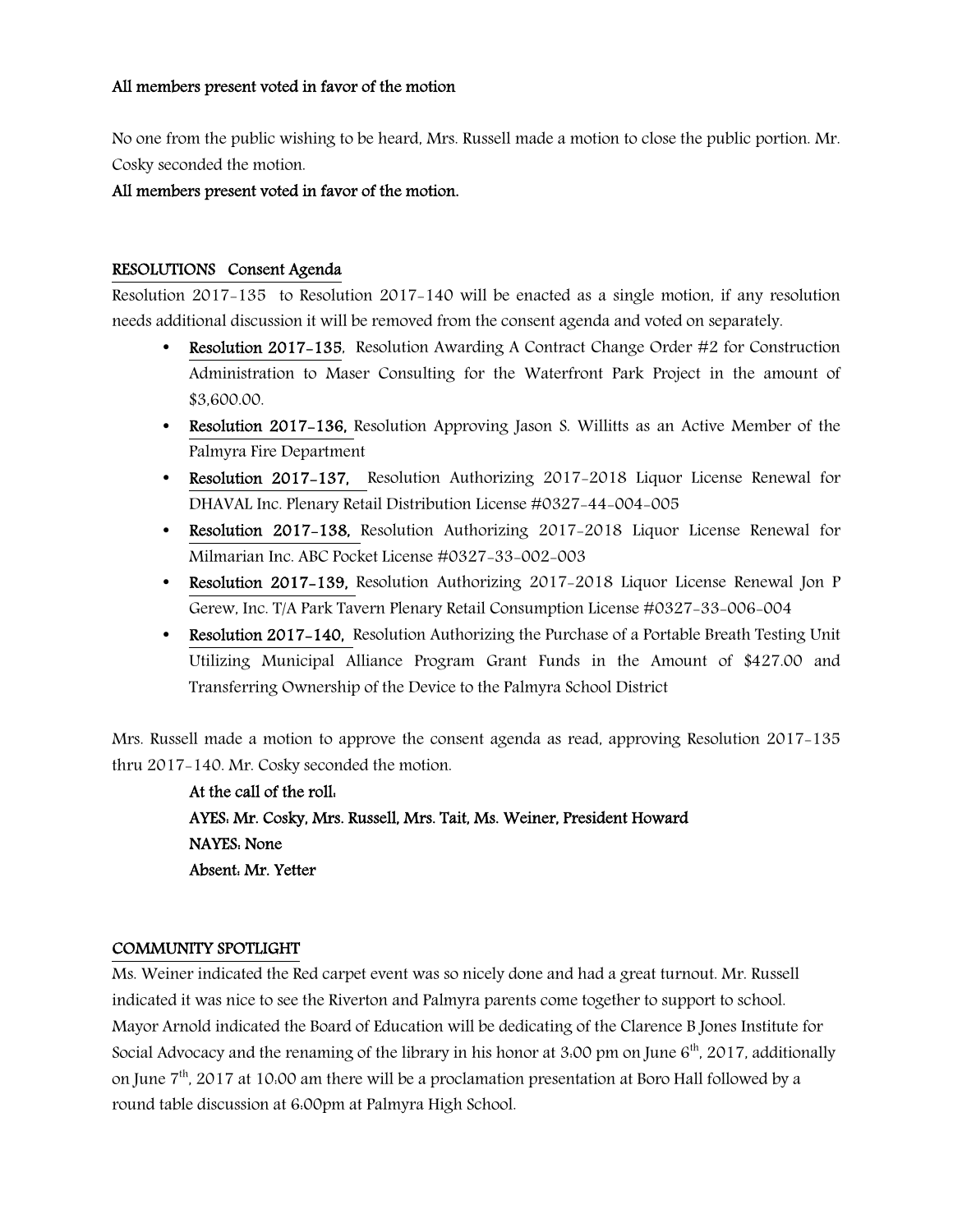**All members present voted in favor of the motion**

No one from the public wishing to be heard, Mrs. Russell made a motion to close the public portion. Mr. Cosky seconded the motion.

**All members present voted in favor of the motion.**

**RESOLUTIONS Consent Agenda**

Resolution 2017-135 to Resolution 2017-140 will be enacted as a single motion, if any resolution needs additional discussion it will be removed from the consent agenda and voted on separately.

- **Resolution 2017-135**, Resolution Awarding A Contract Change Order #2 for Construction Administration to Maser Consulting for the Waterfront Park Project in the amount of $3,600.00.
- **Resolution 2017-136,** Resolution Approving Jason S. Willitts as an Active Member of the Palmyra Fire Department
- **Resolution 2017-137,** Resolution Authorizing 2017-2018 Liquor License Renewal for DHAVAL Inc. Plenary Retail Distribution License #0327-44-004-005
- **Resolution 2017-138,** Resolution Authorizing 2017-2018 Liquor License Renewal for Milmarian Inc. ABC Pocket License #0327-33-002-003
- **Resolution 2017-139,** Resolution Authorizing 2017-2018 Liquor License Renewal Jon P Gerew, Inc. T/A Park Tavern Plenary Retail Consumption License #0327-33-006-004
- **Resolution 2017-140,** Resolution Authorizing the Purchase of a Portable Breath Testing Unit Utilizing Municipal Alliance Program Grant Funds in the Amount of $427.00 and Transferring Ownership of the Device to the Palmyra School District

Mrs. Russell made a motion to approve the consent agenda as read, approving Resolution 2017-135 thru 2017-140. Mr. Cosky seconded the motion.

**At the call of the roll:**
**AYES: Mr. Cosky, Mrs. Russell, Mrs. Tait, Ms. Weiner, President Howard**
**NAYES: None**
**Absent: Mr. Yetter**

**COMMUNITY SPOTLIGHT**

Ms. Weiner indicated the Red carpet event was so nicely done and had a great turnout. Mr. Russell indicated it was nice to see the Riverton and Palmyra parents come together to support to school. Mayor Arnold indicated the Board of Education will be dedicating of the Clarence B Jones Institute for Social Advocacy and the renaming of the library in his honor at 3:00 pm on June 6th, 2017, additionally on June 7th, 2017 at 10:00 am there will be a proclamation presentation at Boro Hall followed by a round table discussion at 6:00pm at Palmyra High School.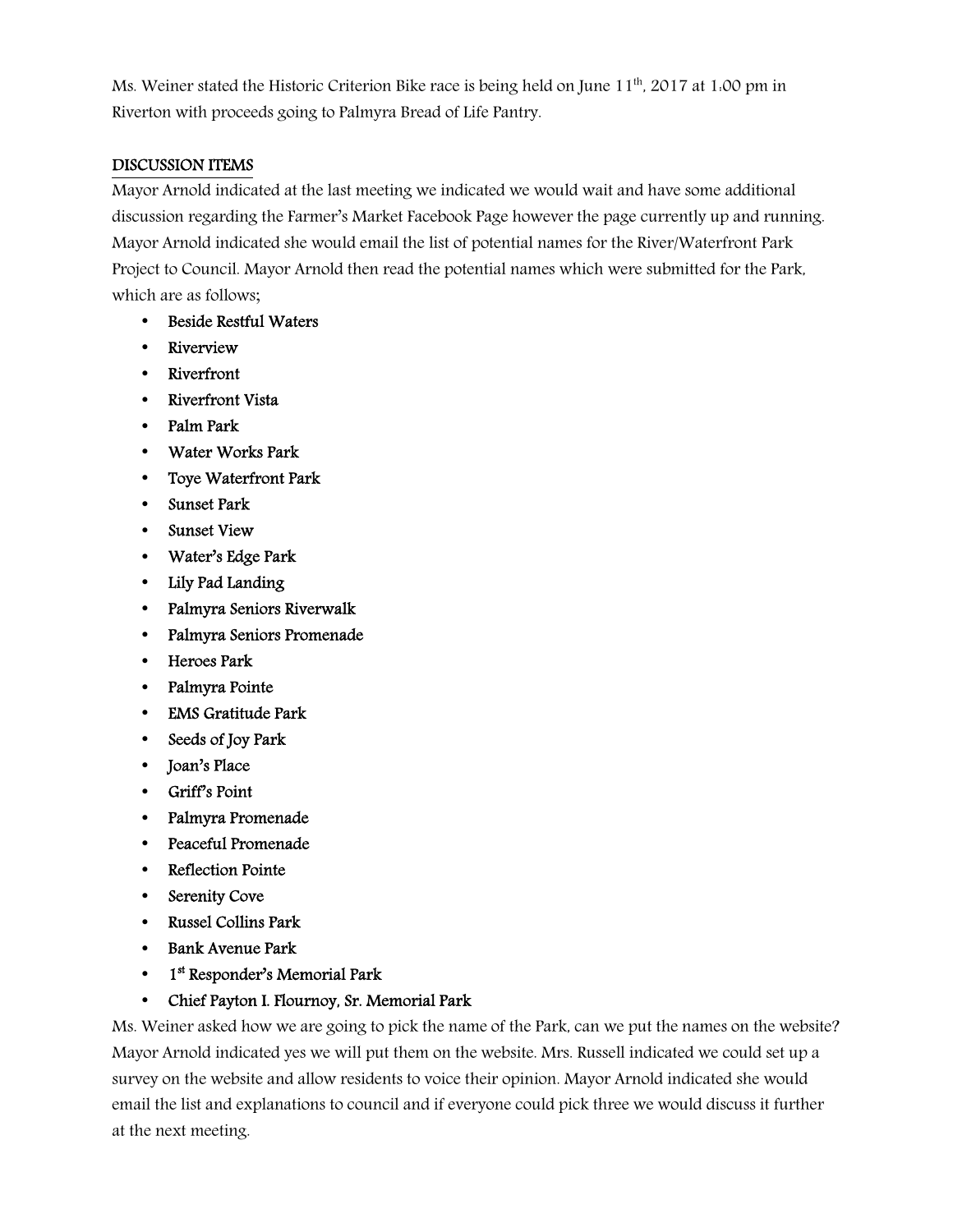Ms. Weiner stated the Historic Criterion Bike race is being held on June 11th, 2017 at 1:00 pm in Riverton with proceeds going to Palmyra Bread of Life Pantry.

## DISCUSSION ITEMS

Mayor Arnold indicated at the last meeting we indicated we would wait and have some additional discussion regarding the Farmer's Market Facebook Page however the page currently up and running. Mayor Arnold indicated she would email the list of potential names for the River/Waterfront Park Project to Council. Mayor Arnold then read the potential names which were submitted for the Park, which are as follows;

- Beside Restful Waters
- Riverview
- Riverfront
- Riverfront Vista
- Palm Park
- Water Works Park
- Toye Waterfront Park
- Sunset Park
- Sunset View
- Water's Edge Park
- Lily Pad Landing
- Palmyra Seniors Riverwalk
- Palmyra Seniors Promenade
- Heroes Park
- Palmyra Pointe
- EMS Gratitude Park
- Seeds of Joy Park
- Joan's Place
- Griff's Point
- Palmyra Promenade
- Peaceful Promenade
- Reflection Pointe
- Serenity Cove
- Russel Collins Park
- Bank Avenue Park
- 1st Responder's Memorial Park
- Chief Payton I. Flournoy, Sr. Memorial Park

Ms. Weiner asked how we are going to pick the name of the Park, can we put the names on the website? Mayor Arnold indicated yes we will put them on the website. Mrs. Russell indicated we could set up a survey on the website and allow residents to voice their opinion. Mayor Arnold indicated she would email the list and explanations to council and if everyone could pick three we would discuss it further at the next meeting.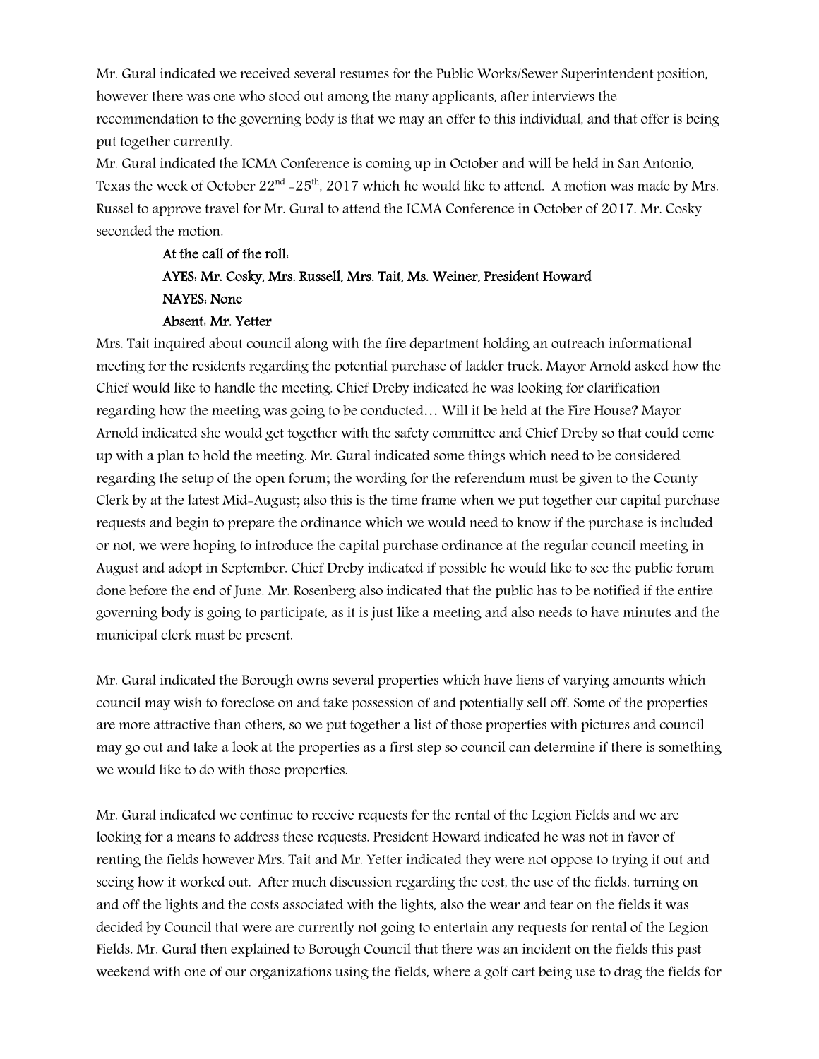Mr. Gural indicated we received several resumes for the Public Works/Sewer Superintendent position, however there was one who stood out among the many applicants, after interviews the recommendation to the governing body is that we may an offer to this individual, and that offer is being put together currently.

Mr. Gural indicated the ICMA Conference is coming up in October and will be held in San Antonio, Texas the week of October 22nd -25th, 2017 which he would like to attend. A motion was made by Mrs. Russel to approve travel for Mr. Gural to attend the ICMA Conference in October of 2017. Mr. Cosky seconded the motion.

**At the call of the roll:**
**AYES: Mr. Cosky, Mrs. Russell, Mrs. Tait, Ms. Weiner, President Howard**
**NAYES: None**
**Absent: Mr. Yetter**

Mrs. Tait inquired about council along with the fire department holding an outreach informational meeting for the residents regarding the potential purchase of ladder truck. Mayor Arnold asked how the Chief would like to handle the meeting. Chief Dreby indicated he was looking for clarification regarding how the meeting was going to be conducted… Will it be held at the Fire House? Mayor Arnold indicated she would get together with the safety committee and Chief Dreby so that could come up with a plan to hold the meeting. Mr. Gural indicated some things which need to be considered regarding the setup of the open forum; the wording for the referendum must be given to the County Clerk by at the latest Mid-August; also this is the time frame when we put together our capital purchase requests and begin to prepare the ordinance which we would need to know if the purchase is included or not, we were hoping to introduce the capital purchase ordinance at the regular council meeting in August and adopt in September. Chief Dreby indicated if possible he would like to see the public forum done before the end of June. Mr. Rosenberg also indicated that the public has to be notified if the entire governing body is going to participate, as it is just like a meeting and also needs to have minutes and the municipal clerk must be present.

Mr. Gural indicated the Borough owns several properties which have liens of varying amounts which council may wish to foreclose on and take possession of and potentially sell off. Some of the properties are more attractive than others, so we put together a list of those properties with pictures and council may go out and take a look at the properties as a first step so council can determine if there is something we would like to do with those properties.

Mr. Gural indicated we continue to receive requests for the rental of the Legion Fields and we are looking for a means to address these requests. President Howard indicated he was not in favor of renting the fields however Mrs. Tait and Mr. Yetter indicated they were not oppose to trying it out and seeing how it worked out. After much discussion regarding the cost, the use of the fields, turning on and off the lights and the costs associated with the lights, also the wear and tear on the fields it was decided by Council that were are currently not going to entertain any requests for rental of the Legion Fields. Mr. Gural then explained to Borough Council that there was an incident on the fields this past weekend with one of our organizations using the fields, where a golf cart being use to drag the fields for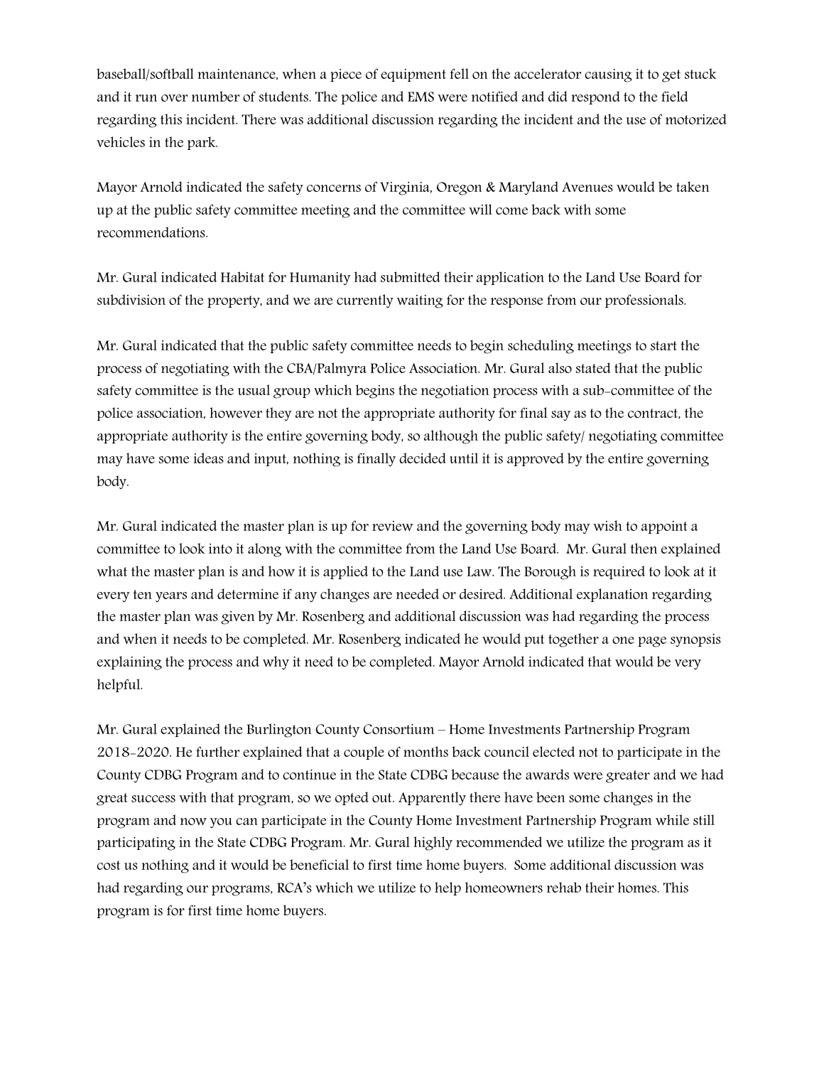baseball/softball maintenance, when a piece of equipment fell on the accelerator causing it to get stuck and it run over number of students. The police and EMS were notified and did respond to the field regarding this incident. There was additional discussion regarding the incident and the use of motorized vehicles in the park.

Mayor Arnold indicated the safety concerns of Virginia, Oregon & Maryland Avenues would be taken up at the public safety committee meeting and the committee will come back with some recommendations.

Mr. Gural indicated Habitat for Humanity had submitted their application to the Land Use Board for subdivision of the property, and we are currently waiting for the response from our professionals.

Mr. Gural indicated that the public safety committee needs to begin scheduling meetings to start the process of negotiating with the CBA/Palmyra Police Association. Mr. Gural also stated that the public safety committee is the usual group which begins the negotiation process with a sub-committee of the police association, however they are not the appropriate authority for final say as to the contract, the appropriate authority is the entire governing body, so although the public safety/ negotiating committee may have some ideas and input, nothing is finally decided until it is approved by the entire governing body.

Mr. Gural indicated the master plan is up for review and the governing body may wish to appoint a committee to look into it along with the committee from the Land Use Board. Mr. Gural then explained what the master plan is and how it is applied to the Land use Law. The Borough is required to look at it every ten years and determine if any changes are needed or desired. Additional explanation regarding the master plan was given by Mr. Rosenberg and additional discussion was had regarding the process and when it needs to be completed. Mr. Rosenberg indicated he would put together a one page synopsis explaining the process and why it need to be completed. Mayor Arnold indicated that would be very helpful.

Mr. Gural explained the Burlington County Consortium – Home Investments Partnership Program 2018-2020. He further explained that a couple of months back council elected not to participate in the County CDBG Program and to continue in the State CDBG because the awards were greater and we had great success with that program, so we opted out. Apparently there have been some changes in the program and now you can participate in the County Home Investment Partnership Program while still participating in the State CDBG Program. Mr. Gural highly recommended we utilize the program as it cost us nothing and it would be beneficial to first time home buyers. Some additional discussion was had regarding our programs, RCA's which we utilize to help homeowners rehab their homes. This program is for first time home buyers.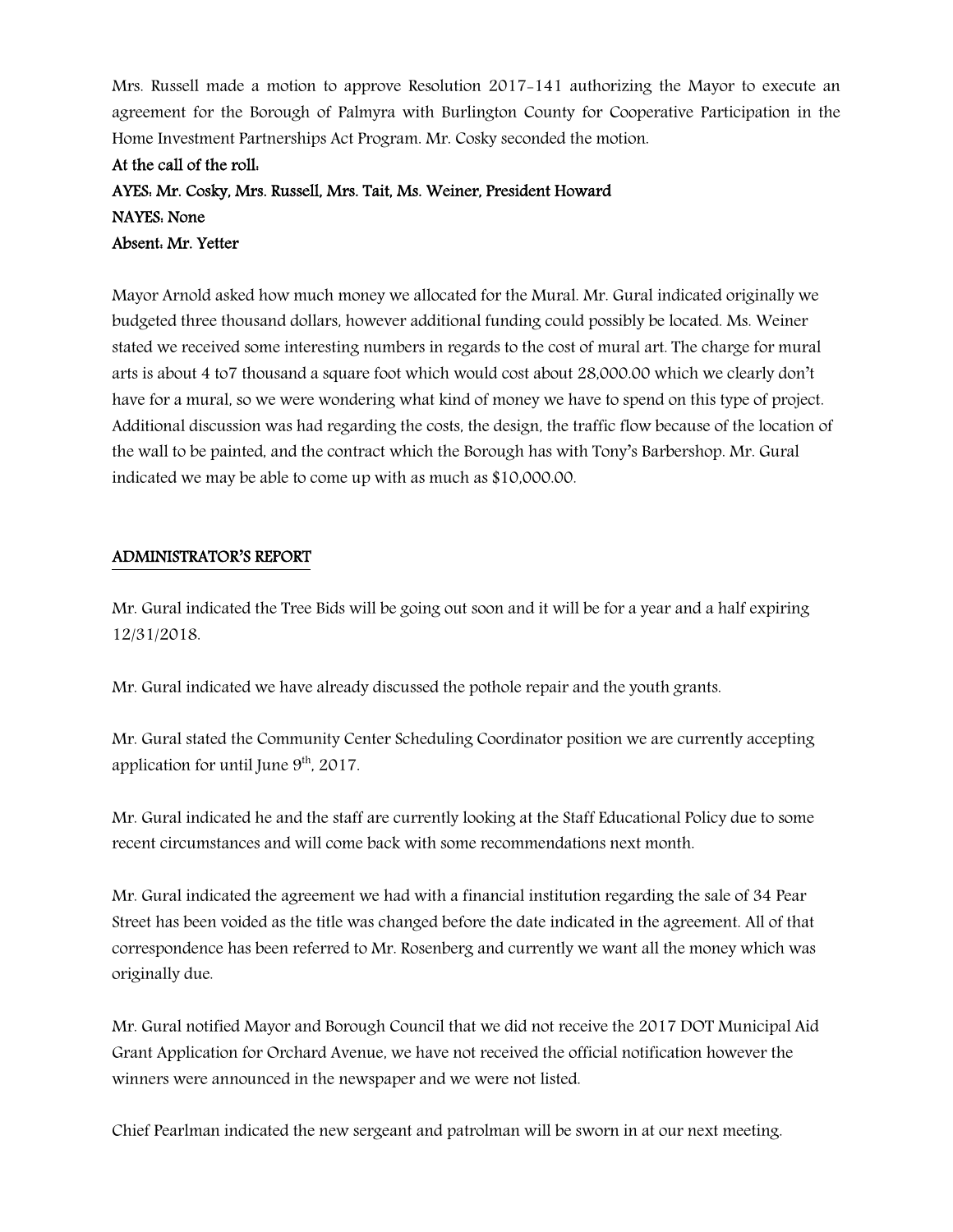Mrs. Russell made a motion to approve Resolution 2017-141 authorizing the Mayor to execute an agreement for the Borough of Palmyra with Burlington County for Cooperative Participation in the Home Investment Partnerships Act Program. Mr. Cosky seconded the motion.

**At the call of the roll:**
**AYES: Mr. Cosky, Mrs. Russell, Mrs. Tait, Ms. Weiner, President Howard**
**NAYES: None**
**Absent: Mr. Yetter**

Mayor Arnold asked how much money we allocated for the Mural. Mr. Gural indicated originally we budgeted three thousand dollars, however additional funding could possibly be located. Ms. Weiner stated we received some interesting numbers in regards to the cost of mural art. The charge for mural arts is about 4 to7 thousand a square foot which would cost about 28,000.00 which we clearly don't have for a mural, so we were wondering what kind of money we have to spend on this type of project. Additional discussion was had regarding the costs, the design, the traffic flow because of the location of the wall to be painted, and the contract which the Borough has with Tony's Barbershop. Mr. Gural indicated we may be able to come up with as much as $10,000.00.

## ADMINISTRATOR'S REPORT

Mr. Gural indicated the Tree Bids will be going out soon and it will be for a year and a half expiring 12/31/2018.

Mr. Gural indicated we have already discussed the pothole repair and the youth grants.

Mr. Gural stated the Community Center Scheduling Coordinator position we are currently accepting application for until June 9th, 2017.

Mr. Gural indicated he and the staff are currently looking at the Staff Educational Policy due to some recent circumstances and will come back with some recommendations next month.

Mr. Gural indicated the agreement we had with a financial institution regarding the sale of 34 Pear Street has been voided as the title was changed before the date indicated in the agreement. All of that correspondence has been referred to Mr. Rosenberg and currently we want all the money which was originally due.

Mr. Gural notified Mayor and Borough Council that we did not receive the 2017 DOT Municipal Aid Grant Application for Orchard Avenue, we have not received the official notification however the winners were announced in the newspaper and we were not listed.

Chief Pearlman indicated the new sergeant and patrolman will be sworn in at our next meeting.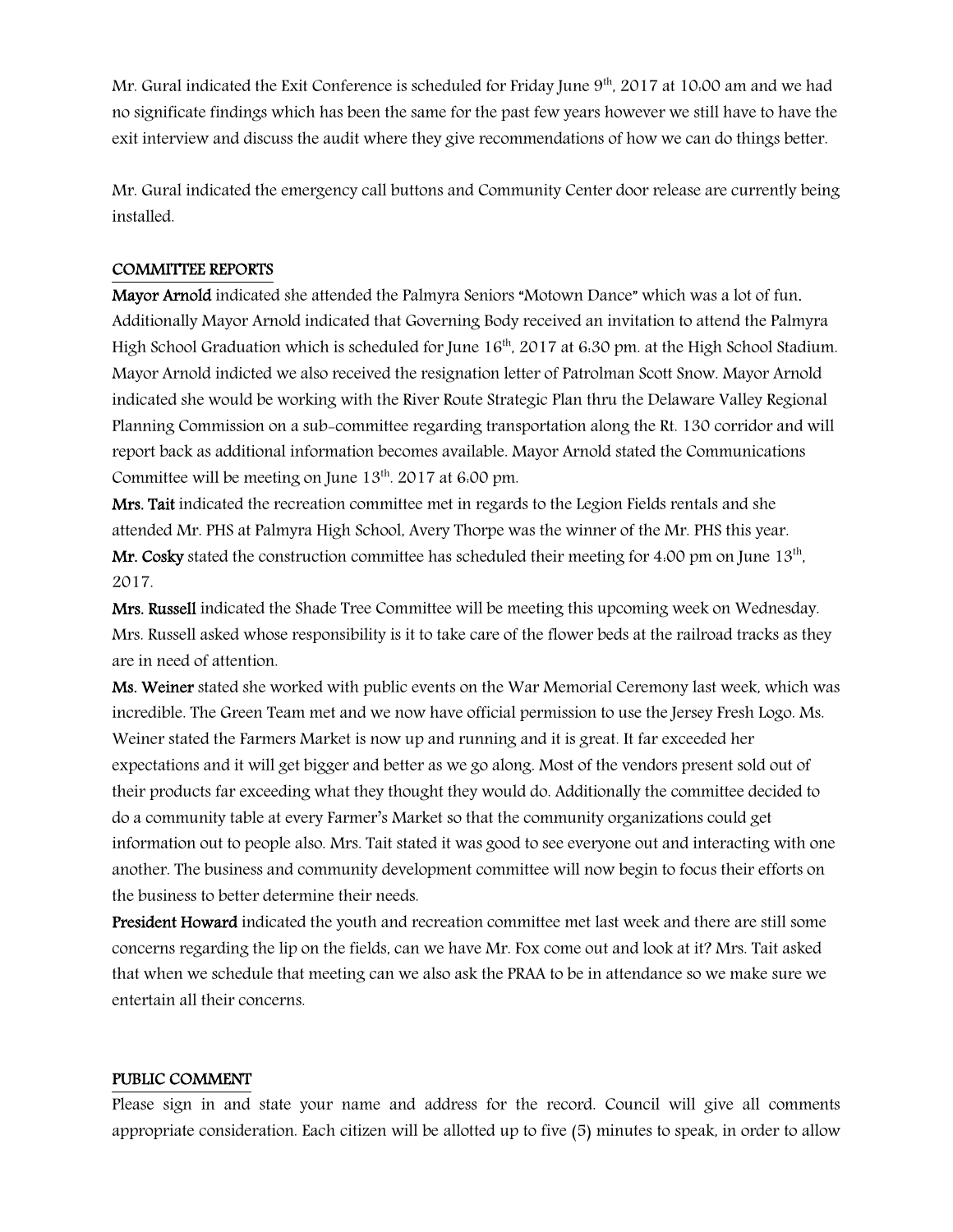Mr. Gural indicated the Exit Conference is scheduled for Friday June 9th, 2017 at 10:00 am and we had no significate findings which has been the same for the past few years however we still have to have the exit interview and discuss the audit where they give recommendations of how we can do things better.

Mr. Gural indicated the emergency call buttons and Community Center door release are currently being installed.

## COMMITTEE REPORTS

**Mayor Arnold** indicated she attended the Palmyra Seniors "Motown Dance" which was a lot of fun. Additionally Mayor Arnold indicated that Governing Body received an invitation to attend the Palmyra High School Graduation which is scheduled for June 16th, 2017 at 6:30 pm. at the High School Stadium. Mayor Arnold indicted we also received the resignation letter of Patrolman Scott Snow. Mayor Arnold indicated she would be working with the River Route Strategic Plan thru the Delaware Valley Regional Planning Commission on a sub-committee regarding transportation along the Rt. 130 corridor and will report back as additional information becomes available. Mayor Arnold stated the Communications Committee will be meeting on June 13th. 2017 at 6:00 pm.

**Mrs. Tait** indicated the recreation committee met in regards to the Legion Fields rentals and she attended Mr. PHS at Palmyra High School, Avery Thorpe was the winner of the Mr. PHS this year.

**Mr. Cosky** stated the construction committee has scheduled their meeting for 4:00 pm on June 13th, 2017.

**Mrs. Russell** indicated the Shade Tree Committee will be meeting this upcoming week on Wednesday. Mrs. Russell asked whose responsibility is it to take care of the flower beds at the railroad tracks as they are in need of attention.

**Ms. Weiner** stated she worked with public events on the War Memorial Ceremony last week, which was incredible. The Green Team met and we now have official permission to use the Jersey Fresh Logo. Ms. Weiner stated the Farmers Market is now up and running and it is great. It far exceeded her expectations and it will get bigger and better as we go along. Most of the vendors present sold out of their products far exceeding what they thought they would do. Additionally the committee decided to do a community table at every Farmer's Market so that the community organizations could get information out to people also. Mrs. Tait stated it was good to see everyone out and interacting with one another. The business and community development committee will now begin to focus their efforts on the business to better determine their needs.

**President Howard** indicated the youth and recreation committee met last week and there are still some concerns regarding the lip on the fields, can we have Mr. Fox come out and look at it? Mrs. Tait asked that when we schedule that meeting can we also ask the PRAA to be in attendance so we make sure we entertain all their concerns.

## PUBLIC COMMENT

Please sign in and state your name and address for the record. Council will give all comments appropriate consideration. Each citizen will be allotted up to five (5) minutes to speak, in order to allow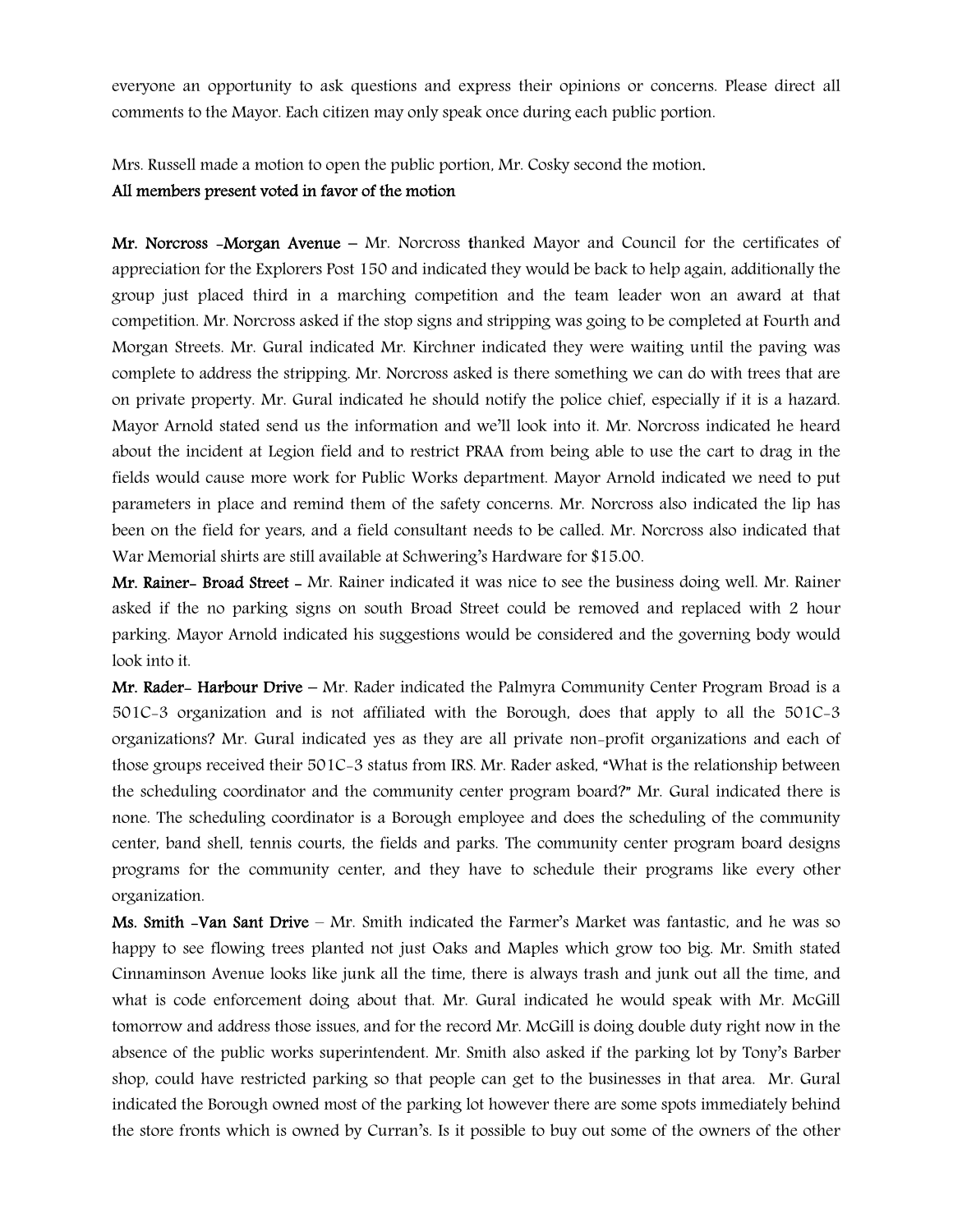everyone an opportunity to ask questions and express their opinions or concerns. Please direct all comments to the Mayor. Each citizen may only speak once during each public portion.

Mrs. Russell made a motion to open the public portion, Mr. Cosky second the motion.
**All members present voted in favor of the motion**

**Mr. Norcross -Morgan Avenue** – Mr. Norcross thanked Mayor and Council for the certificates of appreciation for the Explorers Post 150 and indicated they would be back to help again, additionally the group just placed third in a marching competition and the team leader won an award at that competition. Mr. Norcross asked if the stop signs and stripping was going to be completed at Fourth and Morgan Streets. Mr. Gural indicated Mr. Kirchner indicated they were waiting until the paving was complete to address the stripping. Mr. Norcross asked is there something we can do with trees that are on private property. Mr. Gural indicated he should notify the police chief, especially if it is a hazard. Mayor Arnold stated send us the information and we'll look into it. Mr. Norcross indicated he heard about the incident at Legion field and to restrict PRAA from being able to use the cart to drag in the fields would cause more work for Public Works department. Mayor Arnold indicated we need to put parameters in place and remind them of the safety concerns. Mr. Norcross also indicated the lip has been on the field for years, and a field consultant needs to be called. Mr. Norcross also indicated that War Memorial shirts are still available at Schwering's Hardware for $15.00.

**Mr. Rainer- Broad Street** - Mr. Rainer indicated it was nice to see the business doing well. Mr. Rainer asked if the no parking signs on south Broad Street could be removed and replaced with 2 hour parking. Mayor Arnold indicated his suggestions would be considered and the governing body would look into it.

**Mr. Rader- Harbour Drive** – Mr. Rader indicated the Palmyra Community Center Program Broad is a 501C-3 organization and is not affiliated with the Borough, does that apply to all the 501C-3 organizations? Mr. Gural indicated yes as they are all private non-profit organizations and each of those groups received their 501C-3 status from IRS. Mr. Rader asked, "What is the relationship between the scheduling coordinator and the community center program board?" Mr. Gural indicated there is none. The scheduling coordinator is a Borough employee and does the scheduling of the community center, band shell, tennis courts, the fields and parks. The community center program board designs programs for the community center, and they have to schedule their programs like every other organization.

**Ms. Smith -Van Sant Drive** – Mr. Smith indicated the Farmer's Market was fantastic, and he was so happy to see flowing trees planted not just Oaks and Maples which grow too big. Mr. Smith stated Cinnaminson Avenue looks like junk all the time, there is always trash and junk out all the time, and what is code enforcement doing about that. Mr. Gural indicated he would speak with Mr. McGill tomorrow and address those issues, and for the record Mr. McGill is doing double duty right now in the absence of the public works superintendent. Mr. Smith also asked if the parking lot by Tony's Barber shop, could have restricted parking so that people can get to the businesses in that area. Mr. Gural indicated the Borough owned most of the parking lot however there are some spots immediately behind the store fronts which is owned by Curran's. Is it possible to buy out some of the owners of the other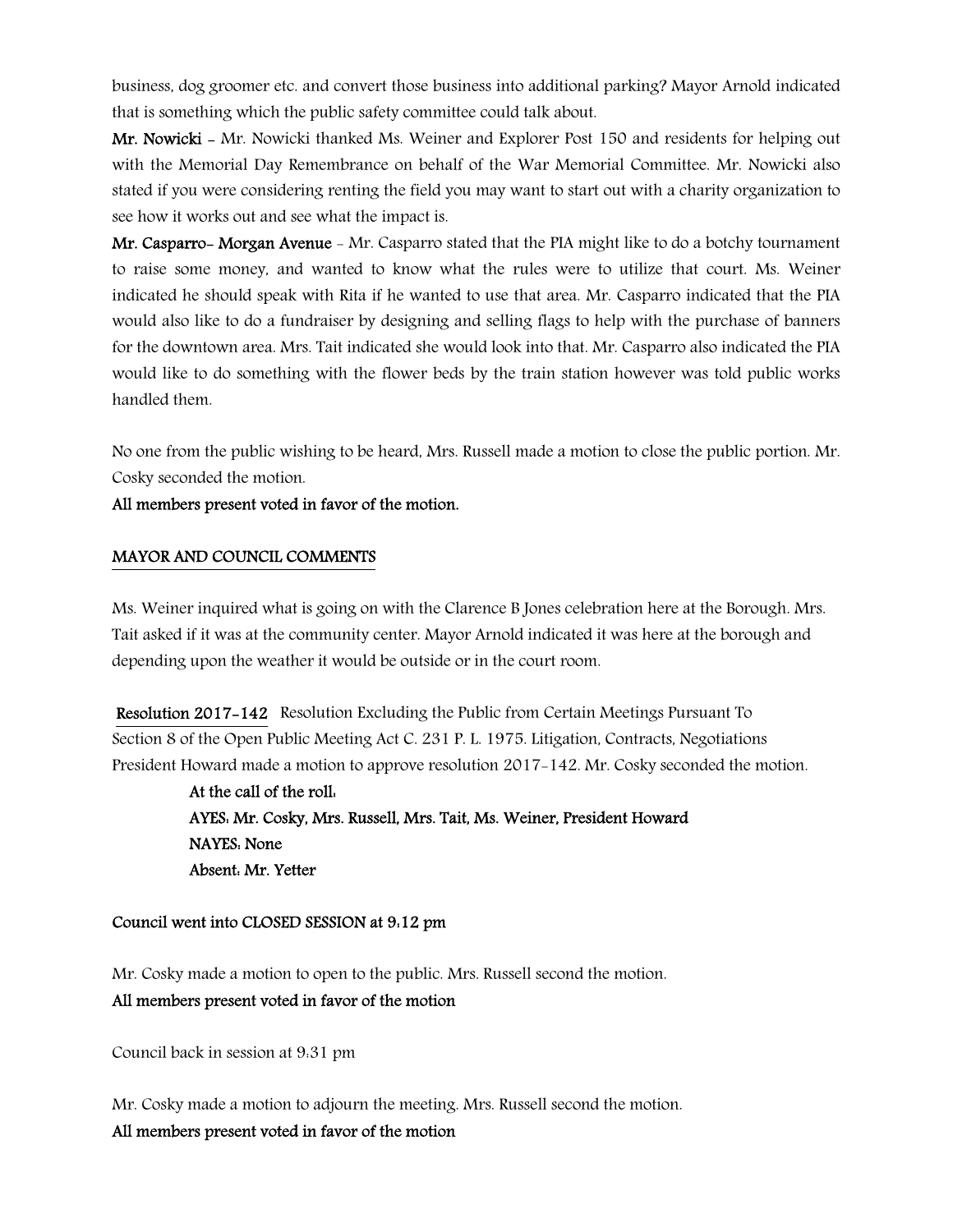business, dog groomer etc. and convert those business into additional parking? Mayor Arnold indicated that is something which the public safety committee could talk about.

**Mr. Nowicki** - Mr. Nowicki thanked Ms. Weiner and Explorer Post 150 and residents for helping out with the Memorial Day Remembrance on behalf of the War Memorial Committee. Mr. Nowicki also stated if you were considering renting the field you may want to start out with a charity organization to see how it works out and see what the impact is.

**Mr. Casparro- Morgan Avenue** - Mr. Casparro stated that the PIA might like to do a botchy tournament to raise some money, and wanted to know what the rules were to utilize that court. Ms. Weiner indicated he should speak with Rita if he wanted to use that area. Mr. Casparro indicated that the PIA would also like to do a fundraiser by designing and selling flags to help with the purchase of banners for the downtown area. Mrs. Tait indicated she would look into that. Mr. Casparro also indicated the PIA would like to do something with the flower beds by the train station however was told public works handled them.

No one from the public wishing to be heard, Mrs. Russell made a motion to close the public portion. Mr. Cosky seconded the motion.

**All members present voted in favor of the motion.**

## MAYOR AND COUNCIL COMMENTS

Ms. Weiner inquired what is going on with the Clarence B Jones celebration here at the Borough. Mrs. Tait asked if it was at the community center. Mayor Arnold indicated it was here at the borough and depending upon the weather it would be outside or in the court room.

**Resolution 2017-142** Resolution Excluding the Public from Certain Meetings Pursuant To Section 8 of the Open Public Meeting Act C. 231 P. L. 1975. Litigation, Contracts, Negotiations

President Howard made a motion to approve resolution 2017-142. Mr. Cosky seconded the motion.

**At the call of the roll:**
**AYES: Mr. Cosky, Mrs. Russell, Mrs. Tait, Ms. Weiner, President Howard**
**NAYES: None**
**Absent: Mr. Yetter**

**Council went into CLOSED SESSION at 9:12 pm**

Mr. Cosky made a motion to open to the public. Mrs. Russell second the motion.

**All members present voted in favor of the motion**

Council back in session at 9:31 pm

Mr. Cosky made a motion to adjourn the meeting. Mrs. Russell second the motion.

**All members present voted in favor of the motion**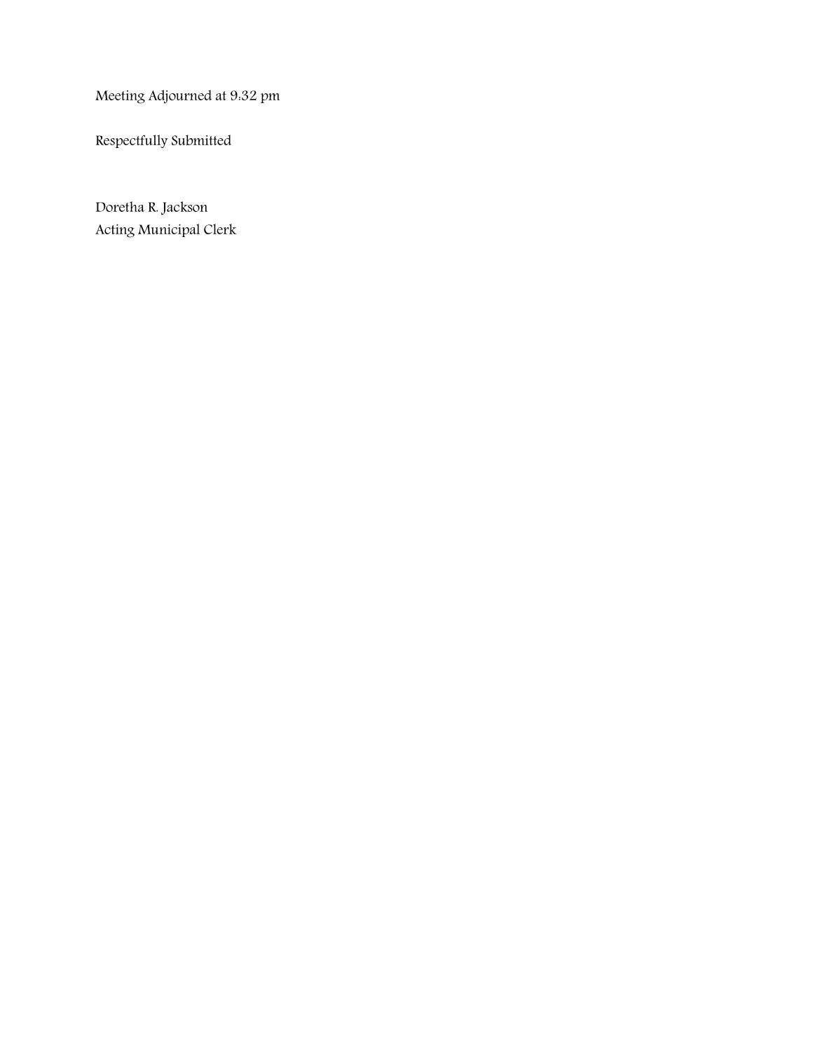Meeting Adjourned at 9:32 pm

Respectfully Submitted

Doretha R. Jackson
Acting Municipal Clerk